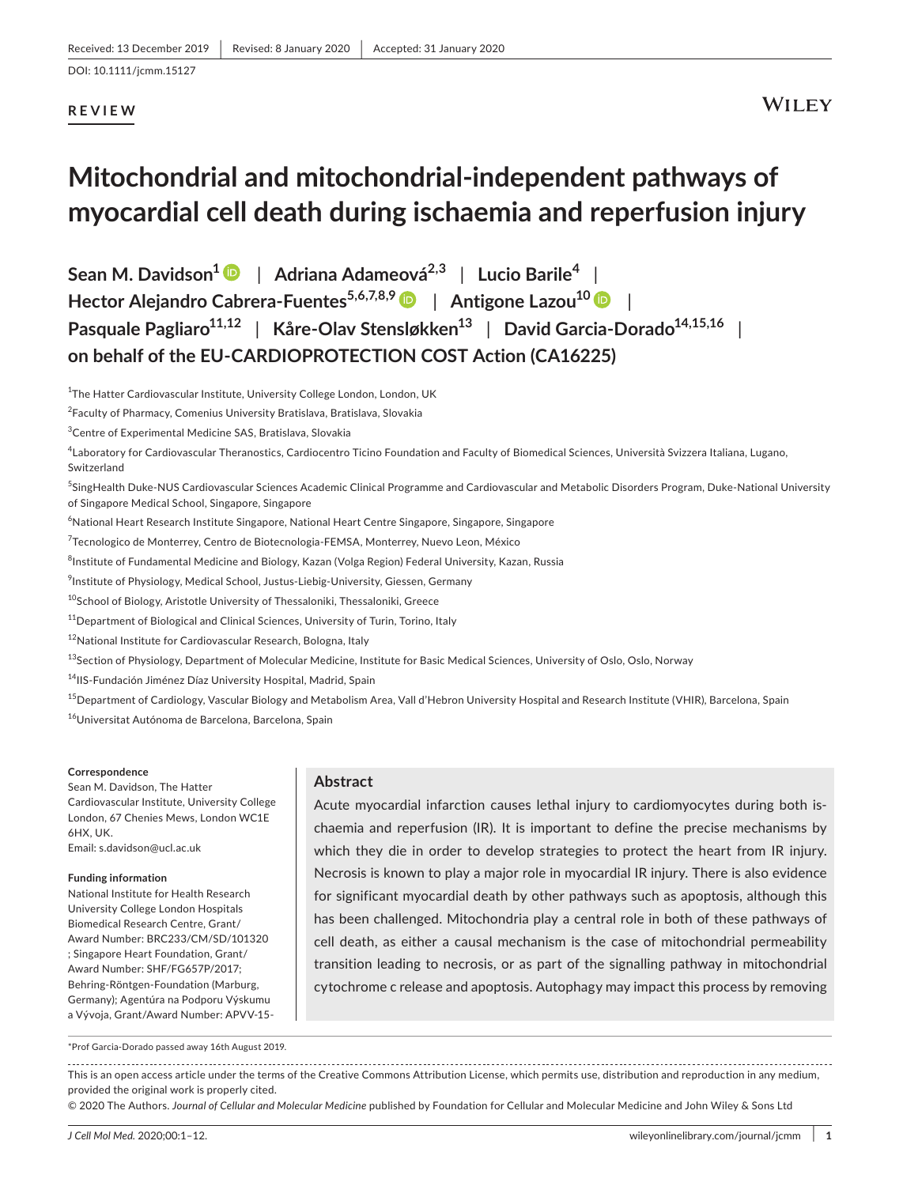Received: 13 December 2019 | Revised: 8 January 2020 | Accepted: 31 January 2020

DOI: 10.1111/jcmm.15127

**REVIEW**

# Mitochondrial and mitochondrial-independent pathways of myocardial cell death during ischaemia and reperfusion injury

**Sean M. Davidson[1] | Adriana Adameová[2,3] | Lucio Barile[4] | Hector Alejandro Cabrera-Fuentes[5,6,7,8,9] | Antigone Lazou[10] | Pasquale Pagliaro[11,12] | Kåre-Olav Stensløkken[13] | David Garcia-Dorado[14,15,16] | on behalf of the EU-CARDIOPROTECTION COST Action (CA16225)**

[1]The Hatter Cardiovascular Institute, University College London, London, UK

[2]Faculty of Pharmacy, Comenius University Bratislava, Bratislava, Slovakia

[3]Centre of Experimental Medicine SAS, Bratislava, Slovakia

[4]Laboratory for Cardiovascular Theranostics, Cardiocentro Ticino Foundation and Faculty of Biomedical Sciences, Università Svizzera Italiana, Lugano, Switzerland

[5]SingHealth Duke-NUS Cardiovascular Sciences Academic Clinical Programme and Cardiovascular and Metabolic Disorders Program, Duke-National University of Singapore Medical School, Singapore, Singapore

[6]National Heart Research Institute Singapore, National Heart Centre Singapore, Singapore, Singapore

[7]Tecnologico de Monterrey, Centro de Biotecnologia-FEMSA, Monterrey, Nuevo Leon, México

[8]Institute of Fundamental Medicine and Biology, Kazan (Volga Region) Federal University, Kazan, Russia

[9]Institute of Physiology, Medical School, Justus-Liebig-University, Giessen, Germany

[10]School of Biology, Aristotle University of Thessaloniki, Thessaloniki, Greece

[11]Department of Biological and Clinical Sciences, University of Turin, Torino, Italy

[12]National Institute for Cardiovascular Research, Bologna, Italy

[13]Section of Physiology, Department of Molecular Medicine, Institute for Basic Medical Sciences, University of Oslo, Oslo, Norway

[14]IIS-Fundación Jiménez Díaz University Hospital, Madrid, Spain

[15]Department of Cardiology, Vascular Biology and Metabolism Area, Vall d'Hebron University Hospital and Research Institute (VHIR), Barcelona, Spain

[16]Universitat Autónoma de Barcelona, Barcelona, Spain

**Correspondence**
Sean M. Davidson, The Hatter Cardiovascular Institute, University College London, 67 Chenies Mews, London WC1E 6HX, UK.
Email: s.davidson@ucl.ac.uk

**Funding information**
National Institute for Health Research University College London Hospitals Biomedical Research Centre, Grant/Award Number: BRC233/CM/SD/101320 ; Singapore Heart Foundation, Grant/Award Number: SHF/FG657P/2017; Behring-Röntgen-Foundation (Marburg, Germany); Agentúra na Podporu Výskumu a Vývoja, Grant/Award Number: APVV-15-

## Abstract

Acute myocardial infarction causes lethal injury to cardiomyocytes during both ischaemia and reperfusion (IR). It is important to define the precise mechanisms by which they die in order to develop strategies to protect the heart from IR injury. Necrosis is known to play a major role in myocardial IR injury. There is also evidence for significant myocardial death by other pathways such as apoptosis, although this has been challenged. Mitochondria play a central role in both of these pathways of cell death, as either a causal mechanism is the case of mitochondrial permeability transition leading to necrosis, or as part of the signalling pathway in mitochondrial cytochrome c release and apoptosis. Autophagy may impact this process by removing

*Prof Garcia-Dorado passed away 16th August 2019.

This is an open access article under the terms of the Creative Commons Attribution License, which permits use, distribution and reproduction in any medium, provided the original work is properly cited.

© 2020 The Authors. *Journal of Cellular and Molecular Medicine* published by Foundation for Cellular and Molecular Medicine and John Wiley & Sons Ltd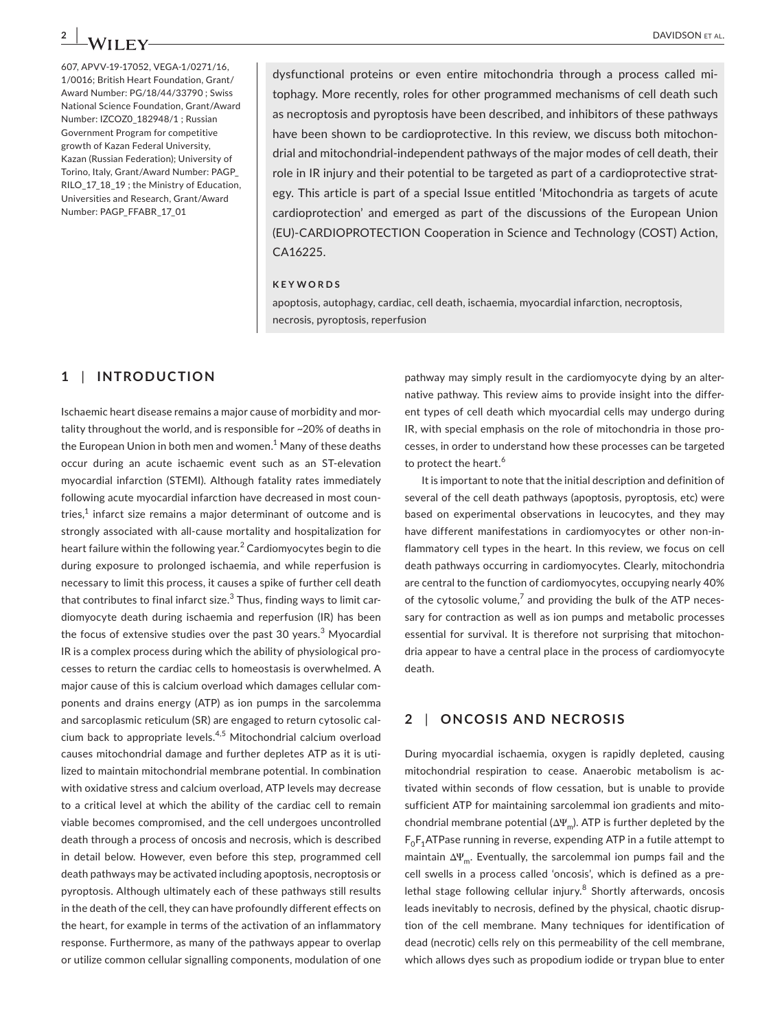607, APVV-19-17052, VEGA-1/0271/16, 1/0016; British Heart Foundation, Grant/Award Number: PG/18/44/33790 ; Swiss National Science Foundation, Grant/Award Number: IZCOZ0_182948/1 ; Russian Government Program for competitive growth of Kazan Federal University, Kazan (Russian Federation); University of Torino, Italy, Grant/Award Number: PAGP_RILO_17_18_19 ; the Ministry of Education, Universities and Research, Grant/Award Number: PAGP_FFABR_17_01

dysfunctional proteins or even entire mitochondria through a process called mitophagy. More recently, roles for other programmed mechanisms of cell death such as necroptosis and pyroptosis have been described, and inhibitors of these pathways have been shown to be cardioprotective. In this review, we discuss both mitochondrial and mitochondrial-independent pathways of the major modes of cell death, their role in IR injury and their potential to be targeted as part of a cardioprotective strategy. This article is part of a special Issue entitled 'Mitochondria as targets of acute cardioprotection' and emerged as part of the discussions of the European Union (EU)-CARDIOPROTECTION Cooperation in Science and Technology (COST) Action, CA16225.

**KEYWORDS**

apoptosis, autophagy, cardiac, cell death, ischaemia, myocardial infarction, necroptosis, necrosis, pyroptosis, reperfusion

## 1 | INTRODUCTION

Ischaemic heart disease remains a major cause of morbidity and mortality throughout the world, and is responsible for ~20% of deaths in the European Union in both men and women.[1] Many of these deaths occur during an acute ischaemic event such as an ST-elevation myocardial infarction (STEMI). Although fatality rates immediately following acute myocardial infarction have decreased in most countries,[1] infarct size remains a major determinant of outcome and is strongly associated with all-cause mortality and hospitalization for heart failure within the following year.[2] Cardiomyocytes begin to die during exposure to prolonged ischaemia, and while reperfusion is necessary to limit this process, it causes a spike of further cell death that contributes to final infarct size.[3] Thus, finding ways to limit cardiomyocyte death during ischaemia and reperfusion (IR) has been the focus of extensive studies over the past 30 years.[3] Myocardial IR is a complex process during which the ability of physiological processes to return the cardiac cells to homeostasis is overwhelmed. A major cause of this is calcium overload which damages cellular components and drains energy (ATP) as ion pumps in the sarcolemma and sarcoplasmic reticulum (SR) are engaged to return cytosolic calcium back to appropriate levels.[4,5] Mitochondrial calcium overload causes mitochondrial damage and further depletes ATP as it is utilized to maintain mitochondrial membrane potential. In combination with oxidative stress and calcium overload, ATP levels may decrease to a critical level at which the ability of the cardiac cell to remain viable becomes compromised, and the cell undergoes uncontrolled death through a process of oncosis and necrosis, which is described in detail below. However, even before this step, programmed cell death pathways may be activated including apoptosis, necroptosis or pyroptosis. Although ultimately each of these pathways still results in the death of the cell, they can have profoundly different effects on the heart, for example in terms of the activation of an inflammatory response. Furthermore, as many of the pathways appear to overlap or utilize common cellular signalling components, modulation of one pathway may simply result in the cardiomyocyte dying by an alternative pathway. This review aims to provide insight into the different types of cell death which myocardial cells may undergo during IR, with special emphasis on the role of mitochondria in those processes, in order to understand how these processes can be targeted to protect the heart.[6]

It is important to note that the initial description and definition of several of the cell death pathways (apoptosis, pyroptosis, etc) were based on experimental observations in leucocytes, and they may have different manifestations in cardiomyocytes or other non-inflammatory cell types in the heart. In this review, we focus on cell death pathways occurring in cardiomyocytes. Clearly, mitochondria are central to the function of cardiomyocytes, occupying nearly 40% of the cytosolic volume,[7] and providing the bulk of the ATP necessary for contraction as well as ion pumps and metabolic processes essential for survival. It is therefore not surprising that mitochondria appear to have a central place in the process of cardiomyocyte death.

## 2 | ONCOSIS AND NECROSIS

During myocardial ischaemia, oxygen is rapidly depleted, causing mitochondrial respiration to cease. Anaerobic metabolism is activated within seconds of flow cessation, but is unable to provide sufficient ATP for maintaining sarcolemmal ion gradients and mitochondrial membrane potential ($\Delta\Psi_m$). ATP is further depleted by the $F_0F_1$ATPase running in reverse, expending ATP in a futile attempt to maintain $\Delta\Psi_m$. Eventually, the sarcolemmal ion pumps fail and the cell swells in a process called 'oncosis', which is defined as a prelethal stage following cellular injury.[8] Shortly afterwards, oncosis leads inevitably to necrosis, defined by the physical, chaotic disruption of the cell membrane. Many techniques for identification of dead (necrotic) cells rely on this permeability of the cell membrane, which allows dyes such as propodium iodide or trypan blue to enter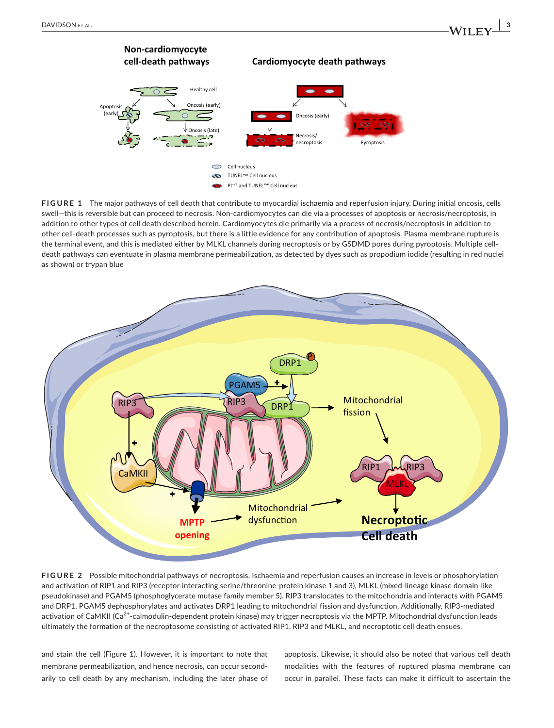**FIGURE 1** The major pathways of cell death that contribute to myocardial ischaemia and reperfusion injury. During initial oncosis, cells swell—this is reversible but can proceed to necrosis. Non-cardiomyocytes can die via a processes of apoptosis or necrosis/necroptosis, in addition to other types of cell death described herein. Cardiomyocytes die primarily via a process of necrosis/necroptosis in addition to other cell-death processes such as pyroptosis, but there is a little evidence for any contribution of apoptosis. Plasma membrane rupture is the terminal event, and this is mediated either by MLKL channels during necroptosis or by GSDMD pores during pyroptosis. Multiple cell-death pathways can eventuate in plasma membrane permeabilization, as detected by dyes such as propodium iodide (resulting in red nuclei as shown) or trypan blue

**FIGURE 2** Possible mitochondrial pathways of necroptosis. Ischaemia and reperfusion causes an increase in levels or phosphorylation and activation of RIP1 and RIP3 (receptor-interacting serine/threonine-protein kinase 1 and 3), MLKL (mixed-lineage kinase domain-like pseudokinase) and PGAM5 (phosphoglycerate mutase family member 5). RIP3 translocates to the mitochondria and interacts with PGAM5 and DRP1. PGAM5 dephosphorylates and activates DRP1 leading to mitochondrial fission and dysfunction. Additionally, RIP3-mediated activation of CaMKII ($Ca^{2+}$-calmodulin-dependent protein kinase) may trigger necroptosis via the MPTP. Mitochondrial dysfunction leads ultimately the formation of the necroptosome consisting of activated RIP1, RIP3 and MLKL, and necroptotic cell death ensues.

and stain the cell (Figure 1). However, it is important to note that membrane permeabilization, and hence necrosis, can occur secondarily to cell death by any mechanism, including the later phase of apoptosis. Likewise, it should also be noted that various cell death modalities with the features of ruptured plasma membrane can occur in parallel. These facts can make it difficult to ascertain the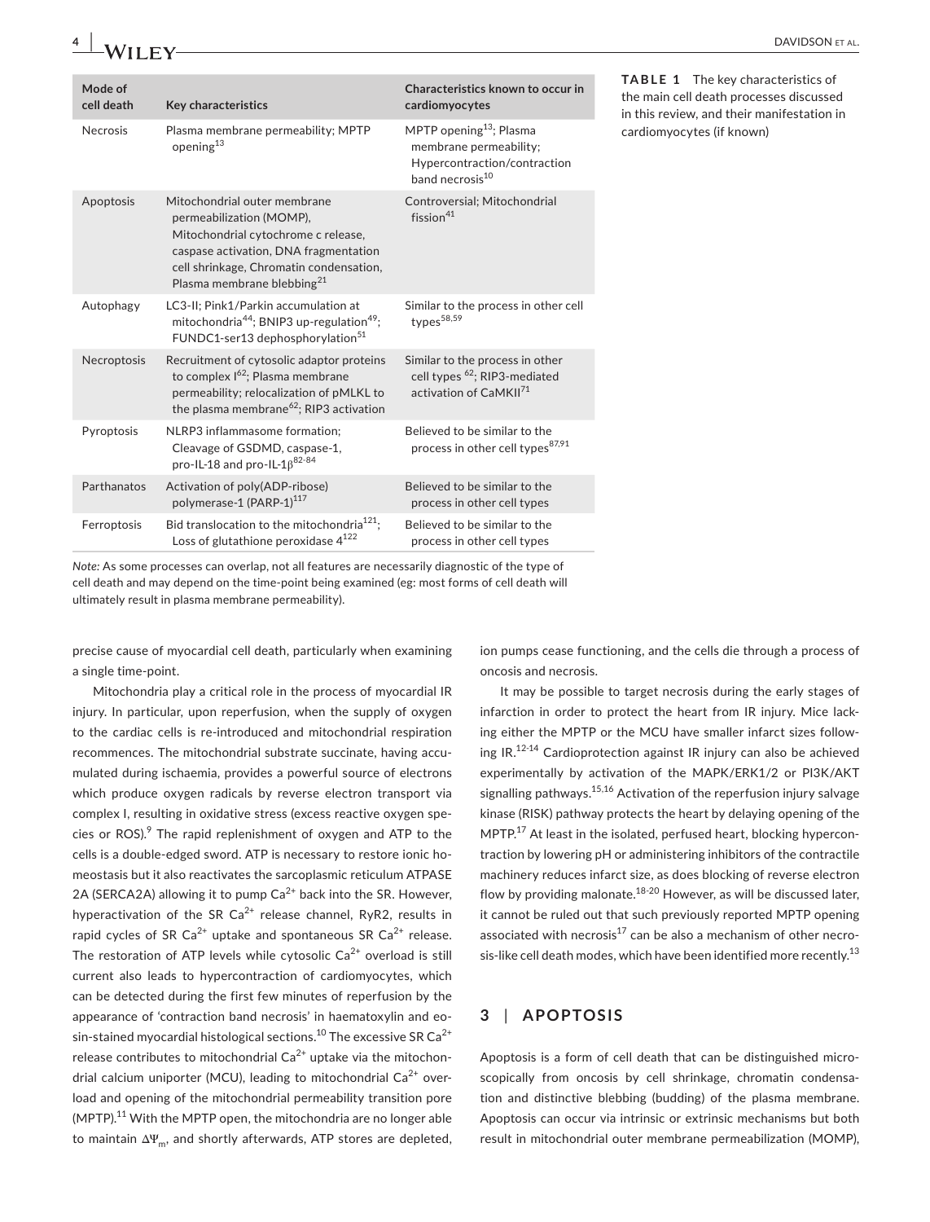**TABLE 1** The key characteristics of the main cell death processes discussed in this review, and their manifestation in cardiomyocytes (if known)

| Mode of cell death | Key characteristics | Characteristics known to occur in cardiomyocytes |
|---|---|---|
| Necrosis | Plasma membrane permeability; MPTP opening[13] | MPTP opening[13]; Plasma membrane permeability; Hypercontraction/contraction band necrosis[10] |
| Apoptosis | Mitochondrial outer membrane permeabilization (MOMP), Mitochondrial cytochrome c release, caspase activation, DNA fragmentation cell shrinkage, Chromatin condensation, Plasma membrane blebbing[21] | Controversial; Mitochondrial fission[41] |
| Autophagy | LC3-II; Pink1/Parkin accumulation at mitochondria[44]; BNIP3 up-regulation[49]; FUNDC1-ser13 dephosphorylation[51] | Similar to the process in other cell types[58,59] |
| Necroptosis | Recruitment of cytosolic adaptor proteins to complex I[62]; Plasma membrane permeability; relocalization of pMLKL to the plasma membrane[62]; RIP3 activation | Similar to the process in other cell types [62]; RIP3-mediated activation of CaMKII[71] |
| Pyroptosis | NLRP3 inflammasome formation; Cleavage of GSDMD, caspase-1, pro-IL-18 and pro-IL-1β[82-84] | Believed to be similar to the process in other cell types[87,91] |
| Parthanatos | Activation of poly(ADP-ribose) polymerase-1 (PARP-1)[117] | Believed to be similar to the process in other cell types |
| Ferroptosis | Bid translocation to the mitochondria[121]; Loss of glutathione peroxidase 4[122] | Believed to be similar to the process in other cell types |

*Note:* As some processes can overlap, not all features are necessarily diagnostic of the type of cell death and may depend on the time-point being examined (eg: most forms of cell death will ultimately result in plasma membrane permeability).

precise cause of myocardial cell death, particularly when examining a single time-point.

Mitochondria play a critical role in the process of myocardial IR injury. In particular, upon reperfusion, when the supply of oxygen to the cardiac cells is re-introduced and mitochondrial respiration recommences. The mitochondrial substrate succinate, having accumulated during ischaemia, provides a powerful source of electrons which produce oxygen radicals by reverse electron transport via complex I, resulting in oxidative stress (excess reactive oxygen species or ROS).[9] The rapid replenishment of oxygen and ATP to the cells is a double-edged sword. ATP is necessary to restore ionic homeostasis but it also reactivates the sarcoplasmic reticulum ATPASE 2A (SERCA2A) allowing it to pump $Ca^{2+}$ back into the SR. However, hyperactivation of the SR $Ca^{2+}$ release channel, RyR2, results in rapid cycles of SR $Ca^{2+}$ uptake and spontaneous SR $Ca^{2+}$ release. The restoration of ATP levels while cytosolic $Ca^{2+}$ overload is still current also leads to hypercontraction of cardiomyocytes, which can be detected during the first few minutes of reperfusion by the appearance of 'contraction band necrosis' in haematoxylin and eosin-stained myocardial histological sections.[10] The excessive SR $Ca^{2+}$ release contributes to mitochondrial $Ca^{2+}$ uptake via the mitochondrial calcium uniporter (MCU), leading to mitochondrial $Ca^{2+}$ overload and opening of the mitochondrial permeability transition pore (MPTP).[11] With the MPTP open, the mitochondria are no longer able to maintain $\Delta\Psi_m$, and shortly afterwards, ATP stores are depleted, ion pumps cease functioning, and the cells die through a process of oncosis and necrosis.

It may be possible to target necrosis during the early stages of infarction in order to protect the heart from IR injury. Mice lacking either the MPTP or the MCU have smaller infarct sizes following IR.[12-14] Cardioprotection against IR injury can also be achieved experimentally by activation of the MAPK/ERK1/2 or PI3K/AKT signalling pathways.[15,16] Activation of the reperfusion injury salvage kinase (RISK) pathway protects the heart by delaying opening of the MPTP.[17] At least in the isolated, perfused heart, blocking hypercontraction by lowering pH or administering inhibitors of the contractile machinery reduces infarct size, as does blocking of reverse electron flow by providing malonate.[18-20] However, as will be discussed later, it cannot be ruled out that such previously reported MPTP opening associated with necrosis[17] can be also a mechanism of other necrosis-like cell death modes, which have been identified more recently.[13]

## 3 | APOPTOSIS

Apoptosis is a form of cell death that can be distinguished microscopically from oncosis by cell shrinkage, chromatin condensation and distinctive blebbing (budding) of the plasma membrane. Apoptosis can occur via intrinsic or extrinsic mechanisms but both result in mitochondrial outer membrane permeabilization (MOMP),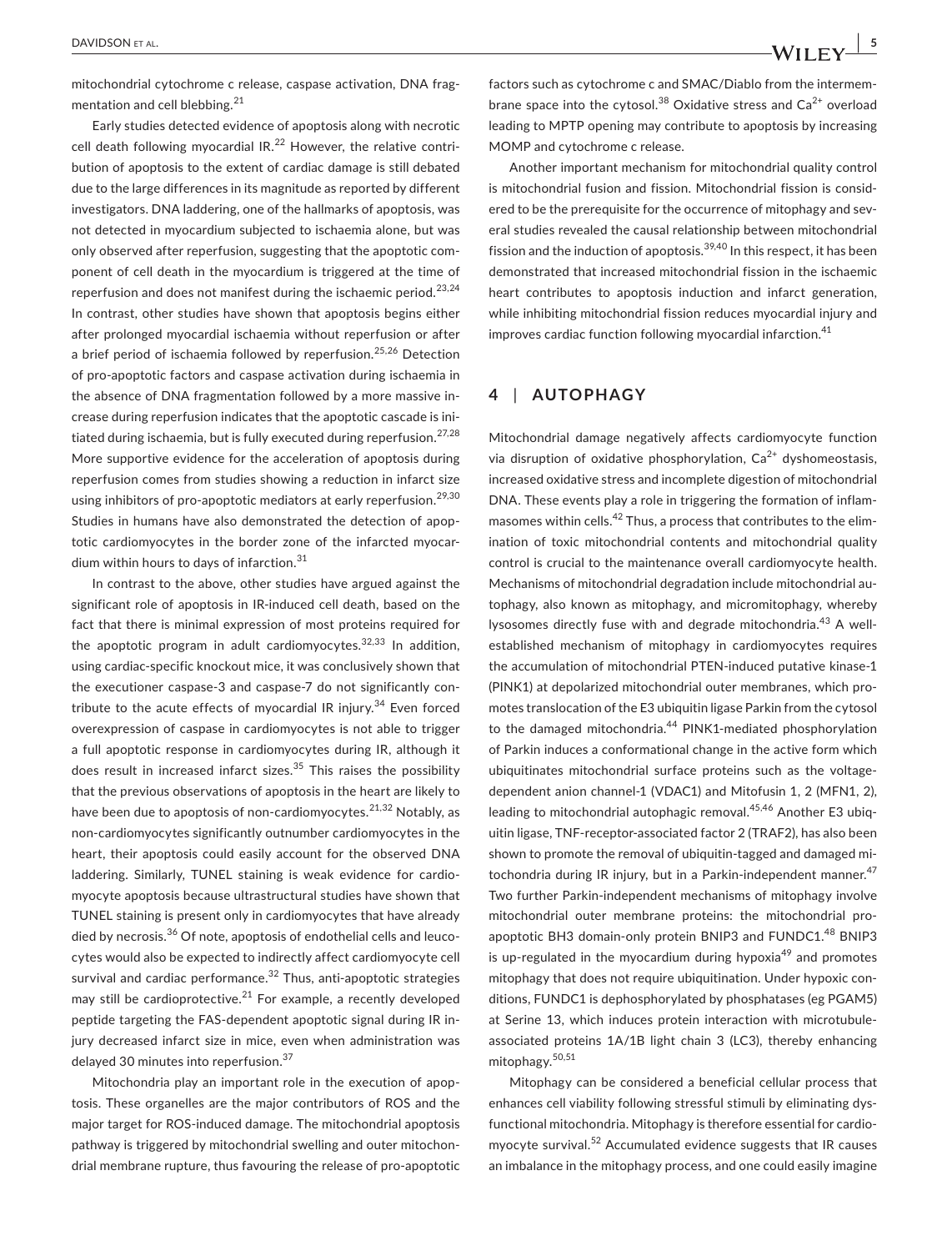mitochondrial cytochrome c release, caspase activation, DNA fragmentation and cell blebbing.[21]

Early studies detected evidence of apoptosis along with necrotic cell death following myocardial IR.[22] However, the relative contribution of apoptosis to the extent of cardiac damage is still debated due to the large differences in its magnitude as reported by different investigators. DNA laddering, one of the hallmarks of apoptosis, was not detected in myocardium subjected to ischaemia alone, but was only observed after reperfusion, suggesting that the apoptotic component of cell death in the myocardium is triggered at the time of reperfusion and does not manifest during the ischaemic period.[23,24] In contrast, other studies have shown that apoptosis begins either after prolonged myocardial ischaemia without reperfusion or after a brief period of ischaemia followed by reperfusion.[25,26] Detection of pro-apoptotic factors and caspase activation during ischaemia in the absence of DNA fragmentation followed by a more massive increase during reperfusion indicates that the apoptotic cascade is initiated during ischaemia, but is fully executed during reperfusion.[27,28] More supportive evidence for the acceleration of apoptosis during reperfusion comes from studies showing a reduction in infarct size using inhibitors of pro-apoptotic mediators at early reperfusion.[29,30] Studies in humans have also demonstrated the detection of apoptotic cardiomyocytes in the border zone of the infarcted myocardium within hours to days of infarction.[31]

In contrast to the above, other studies have argued against the significant role of apoptosis in IR-induced cell death, based on the fact that there is minimal expression of most proteins required for the apoptotic program in adult cardiomyocytes.[32,33] In addition, using cardiac-specific knockout mice, it was conclusively shown that the executioner caspase-3 and caspase-7 do not significantly contribute to the acute effects of myocardial IR injury.[34] Even forced overexpression of caspase in cardiomyocytes is not able to trigger a full apoptotic response in cardiomyocytes during IR, although it does result in increased infarct sizes.[35] This raises the possibility that the previous observations of apoptosis in the heart are likely to have been due to apoptosis of non-cardiomyocytes.[21,32] Notably, as non-cardiomyocytes significantly outnumber cardiomyocytes in the heart, their apoptosis could easily account for the observed DNA laddering. Similarly, TUNEL staining is weak evidence for cardiomyocyte apoptosis because ultrastructural studies have shown that TUNEL staining is present only in cardiomyocytes that have already died by necrosis.[36] Of note, apoptosis of endothelial cells and leucocytes would also be expected to indirectly affect cardiomyocyte cell survival and cardiac performance.[32] Thus, anti-apoptotic strategies may still be cardioprotective.[21] For example, a recently developed peptide targeting the FAS-dependent apoptotic signal during IR injury decreased infarct size in mice, even when administration was delayed 30 minutes into reperfusion.[37]

Mitochondria play an important role in the execution of apoptosis. These organelles are the major contributors of ROS and the major target for ROS-induced damage. The mitochondrial apoptosis pathway is triggered by mitochondrial swelling and outer mitochondrial membrane rupture, thus favouring the release of pro-apoptotic factors such as cytochrome c and SMAC/Diablo from the intermembrane space into the cytosol.[38] Oxidative stress and $Ca^{2+}$ overload leading to MPTP opening may contribute to apoptosis by increasing MOMP and cytochrome c release.

Another important mechanism for mitochondrial quality control is mitochondrial fusion and fission. Mitochondrial fission is considered to be the prerequisite for the occurrence of mitophagy and several studies revealed the causal relationship between mitochondrial fission and the induction of apoptosis.[39,40] In this respect, it has been demonstrated that increased mitochondrial fission in the ischaemic heart contributes to apoptosis induction and infarct generation, while inhibiting mitochondrial fission reduces myocardial injury and improves cardiac function following myocardial infarction.[41]

## 4 | AUTOPHAGY

Mitochondrial damage negatively affects cardiomyocyte function via disruption of oxidative phosphorylation, $Ca^{2+}$ dyshomeostasis, increased oxidative stress and incomplete digestion of mitochondrial DNA. These events play a role in triggering the formation of inflammasomes within cells.[42] Thus, a process that contributes to the elimination of toxic mitochondrial contents and mitochondrial quality control is crucial to the maintenance overall cardiomyocyte health. Mechanisms of mitochondrial degradation include mitochondrial autophagy, also known as mitophagy, and micromitophagy, whereby lysosomes directly fuse with and degrade mitochondria.[43] A well-established mechanism of mitophagy in cardiomyocytes requires the accumulation of mitochondrial PTEN-induced putative kinase-1 (PINK1) at depolarized mitochondrial outer membranes, which promotes translocation of the E3 ubiquitin ligase Parkin from the cytosol to the damaged mitochondria.[44] PINK1-mediated phosphorylation of Parkin induces a conformational change in the active form which ubiquitinates mitochondrial surface proteins such as the voltage-dependent anion channel-1 (VDAC1) and Mitofusin 1, 2 (MFN1, 2), leading to mitochondrial autophagic removal.[45,46] Another E3 ubiquitin ligase, TNF-receptor-associated factor 2 (TRAF2), has also been shown to promote the removal of ubiquitin-tagged and damaged mitochondria during IR injury, but in a Parkin-independent manner.[47] Two further Parkin-independent mechanisms of mitophagy involve mitochondrial outer membrane proteins: the mitochondrial pro-apoptotic BH3 domain-only protein BNIP3 and FUNDC1.[48] BNIP3 is up-regulated in the myocardium during hypoxia[49] and promotes mitophagy that does not require ubiquitination. Under hypoxic conditions, FUNDC1 is dephosphorylated by phosphatases (eg PGAM5) at Serine 13, which induces protein interaction with microtubule-associated proteins 1A/1B light chain 3 (LC3), thereby enhancing mitophagy.[50,51]

Mitophagy can be considered a beneficial cellular process that enhances cell viability following stressful stimuli by eliminating dysfunctional mitochondria. Mitophagy is therefore essential for cardiomyocyte survival.[52] Accumulated evidence suggests that IR causes an imbalance in the mitophagy process, and one could easily imagine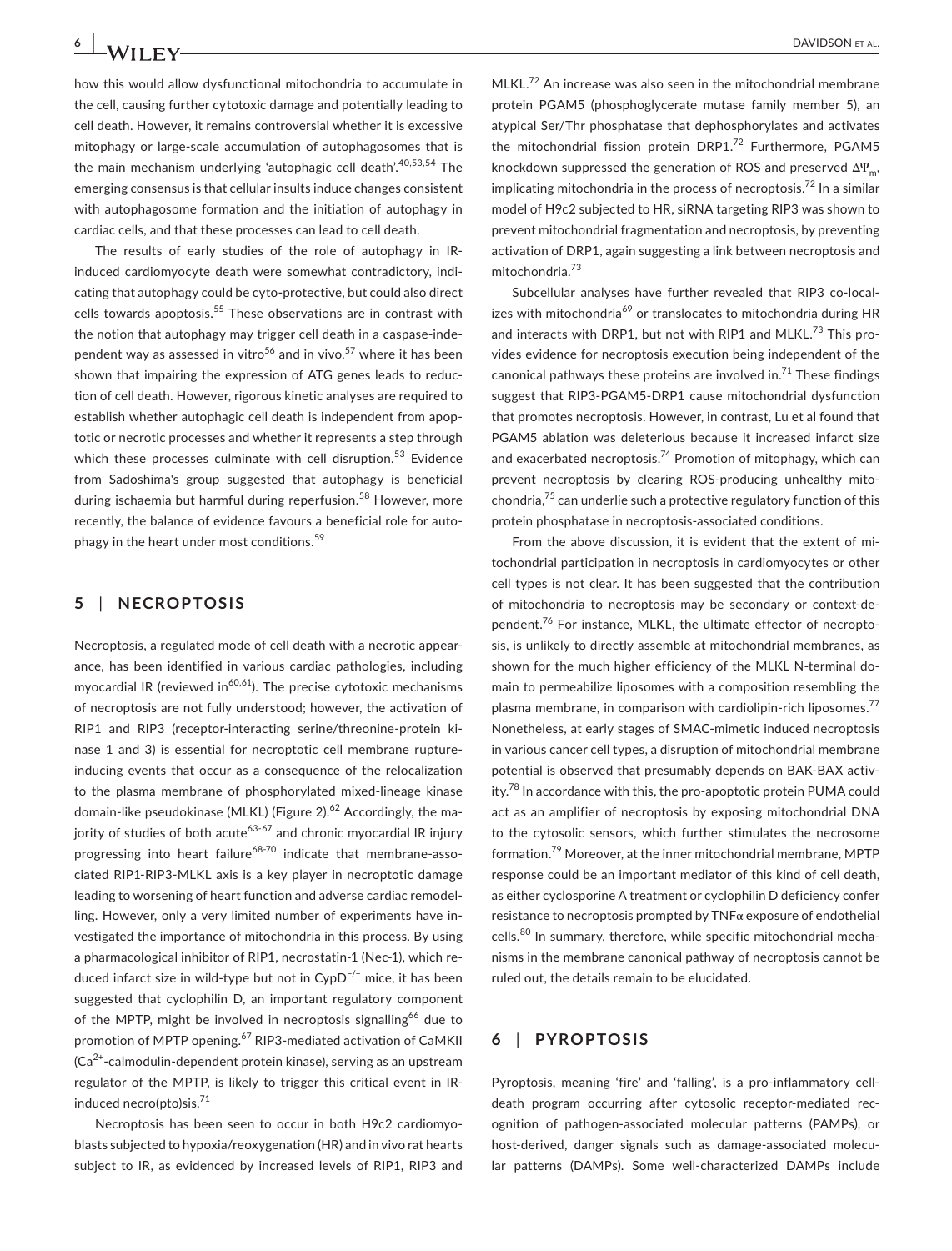how this would allow dysfunctional mitochondria to accumulate in the cell, causing further cytotoxic damage and potentially leading to cell death. However, it remains controversial whether it is excessive mitophagy or large-scale accumulation of autophagosomes that is the main mechanism underlying 'autophagic cell death'.[40,53,54] The emerging consensus is that cellular insults induce changes consistent with autophagosome formation and the initiation of autophagy in cardiac cells, and that these processes can lead to cell death.

The results of early studies of the role of autophagy in IR-induced cardiomyocyte death were somewhat contradictory, indicating that autophagy could be cyto-protective, but could also direct cells towards apoptosis.[55] These observations are in contrast with the notion that autophagy may trigger cell death in a caspase-independent way as assessed in vitro[56] and in vivo,[57] where it has been shown that impairing the expression of ATG genes leads to reduction of cell death. However, rigorous kinetic analyses are required to establish whether autophagic cell death is independent from apoptotic or necrotic processes and whether it represents a step through which these processes culminate with cell disruption.[53] Evidence from Sadoshima's group suggested that autophagy is beneficial during ischaemia but harmful during reperfusion.[58] However, more recently, the balance of evidence favours a beneficial role for autophagy in the heart under most conditions.[59]

## 5 | NECROPTOSIS

Necroptosis, a regulated mode of cell death with a necrotic appearance, has been identified in various cardiac pathologies, including myocardial IR (reviewed in[60,61]). The precise cytotoxic mechanisms of necroptosis are not fully understood; however, the activation of RIP1 and RIP3 (receptor-interacting serine/threonine-protein kinase 1 and 3) is essential for necroptotic cell membrane rupture-inducing events that occur as a consequence of the relocalization to the plasma membrane of phosphorylated mixed-lineage kinase domain-like pseudokinase (MLKL) (Figure 2).[62] Accordingly, the majority of studies of both acute[63-67] and chronic myocardial IR injury progressing into heart failure[68-70] indicate that membrane-associated RIP1-RIP3-MLKL axis is a key player in necroptotic damage leading to worsening of heart function and adverse cardiac remodelling. However, only a very limited number of experiments have investigated the importance of mitochondria in this process. By using a pharmacological inhibitor of RIP1, necrostatin-1 (Nec-1), which reduced infarct size in wild-type but not in CypD$^{-/-}$ mice, it has been suggested that cyclophilin D, an important regulatory component of the MPTP, might be involved in necroptosis signalling[66] due to promotion of MPTP opening.[67] RIP3-mediated activation of CaMKII ($Ca^{2+}$-calmodulin-dependent protein kinase), serving as an upstream regulator of the MPTP, is likely to trigger this critical event in IR-induced necro(pto)sis.[71]

Necroptosis has been seen to occur in both H9c2 cardiomyoblasts subjected to hypoxia/reoxygenation (HR) and in vivo rat hearts subject to IR, as evidenced by increased levels of RIP1, RIP3 and MLKL.[72] An increase was also seen in the mitochondrial membrane protein PGAM5 (phosphoglycerate mutase family member 5), an atypical Ser/Thr phosphatase that dephosphorylates and activates the mitochondrial fission protein DRP1.[72] Furthermore, PGAM5 knockdown suppressed the generation of ROS and preserved $\Delta\Psi_m$, implicating mitochondria in the process of necroptosis.[72] In a similar model of H9c2 subjected to HR, siRNA targeting RIP3 was shown to prevent mitochondrial fragmentation and necroptosis, by preventing activation of DRP1, again suggesting a link between necroptosis and mitochondria.[73]

Subcellular analyses have further revealed that RIP3 co-localizes with mitochondria[69] or translocates to mitochondria during HR and interacts with DRP1, but not with RIP1 and MLKL.[73] This provides evidence for necroptosis execution being independent of the canonical pathways these proteins are involved in.[71] These findings suggest that RIP3-PGAM5-DRP1 cause mitochondrial dysfunction that promotes necroptosis. However, in contrast, Lu et al found that PGAM5 ablation was deleterious because it increased infarct size and exacerbated necroptosis.[74] Promotion of mitophagy, which can prevent necroptosis by clearing ROS-producing unhealthy mitochondria,[75] can underlie such a protective regulatory function of this protein phosphatase in necroptosis-associated conditions.

From the above discussion, it is evident that the extent of mitochondrial participation in necroptosis in cardiomyocytes or other cell types is not clear. It has been suggested that the contribution of mitochondria to necroptosis may be secondary or context-dependent.[76] For instance, MLKL, the ultimate effector of necroptosis, is unlikely to directly assemble at mitochondrial membranes, as shown for the much higher efficiency of the MLKL N-terminal domain to permeabilize liposomes with a composition resembling the plasma membrane, in comparison with cardiolipin-rich liposomes.[77] Nonetheless, at early stages of SMAC-mimetic induced necroptosis in various cancer cell types, a disruption of mitochondrial membrane potential is observed that presumably depends on BAK-BAX activity.[78] In accordance with this, the pro-apoptotic protein PUMA could act as an amplifier of necroptosis by exposing mitochondrial DNA to the cytosolic sensors, which further stimulates the necrosome formation.[79] Moreover, at the inner mitochondrial membrane, MPTP response could be an important mediator of this kind of cell death, as either cyclosporine A treatment or cyclophilin D deficiency confer resistance to necroptosis prompted by TNFα exposure of endothelial cells.[80] In summary, therefore, while specific mitochondrial mechanisms in the membrane canonical pathway of necroptosis cannot be ruled out, the details remain to be elucidated.

## 6 | PYROPTOSIS

Pyroptosis, meaning 'fire' and 'falling', is a pro-inflammatory cell-death program occurring after cytosolic receptor-mediated recognition of pathogen-associated molecular patterns (PAMPs), or host-derived, danger signals such as damage-associated molecular patterns (DAMPs). Some well-characterized DAMPs include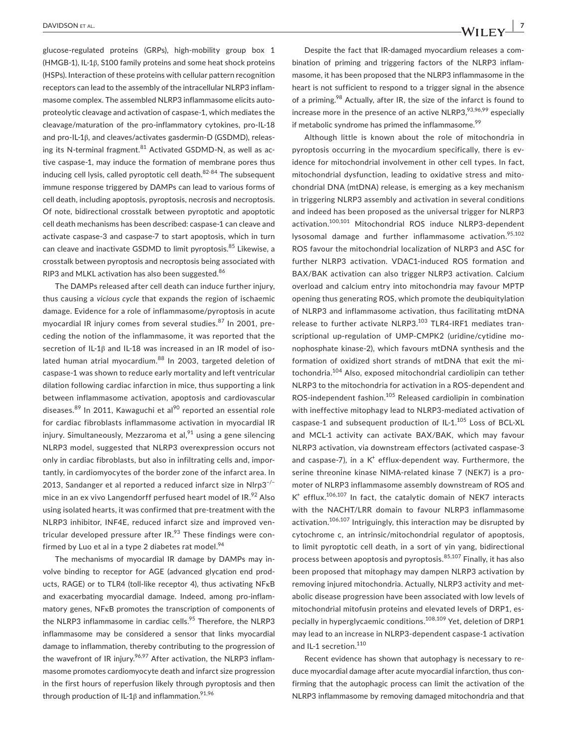glucose-regulated proteins (GRPs), high-mobility group box 1 (HMGB-1), IL-1β, S100 family proteins and some heat shock proteins (HSPs). Interaction of these proteins with cellular pattern recognition receptors can lead to the assembly of the intracellular NLRP3 inflammasome complex. The assembled NLRP3 inflammasome elicits autoproteolytic cleavage and activation of caspase-1, which mediates the cleavage/maturation of the pro-inflammatory cytokines, pro-IL-18 and pro-IL-1β, and cleaves/activates gasdermin-D (GSDMD), releasing its N-terminal fragment.[81] Activated GSDMD-N, as well as active caspase-1, may induce the formation of membrane pores thus inducing cell lysis, called pyroptotic cell death.[82-84] The subsequent immune response triggered by DAMPs can lead to various forms of cell death, including apoptosis, pyroptosis, necrosis and necroptosis. Of note, bidirectional crosstalk between pyroptotic and apoptotic cell death mechanisms has been described: caspase-1 can cleave and activate caspase-3 and caspase-7 to start apoptosis, which in turn can cleave and inactivate GSDMD to limit pyroptosis.[85] Likewise, a crosstalk between pyroptosis and necroptosis being associated with RIP3 and MLKL activation has also been suggested.[86]

The DAMPs released after cell death can induce further injury, thus causing a *vicious cycle* that expands the region of ischaemic damage. Evidence for a role of inflammasome/pyroptosis in acute myocardial IR injury comes from several studies.[87] In 2001, preceding the notion of the inflammasome, it was reported that the secretion of IL-1β and IL-18 was increased in an IR model of isolated human atrial myocardium.[88] In 2003, targeted deletion of caspase-1 was shown to reduce early mortality and left ventricular dilation following cardiac infarction in mice, thus supporting a link between inflammasome activation, apoptosis and cardiovascular diseases.[89] In 2011, Kawaguchi et al[90] reported an essential role for cardiac fibroblasts inflammasome activation in myocardial IR injury. Simultaneously, Mezzaroma et al,[91] using a gene silencing NLRP3 model, suggested that NLRP3 overexpression occurs not only in cardiac fibroblasts, but also in infiltrating cells and, importantly, in cardiomyocytes of the border zone of the infarct area. In 2013, Sandanger et al reported a reduced infarct size in Nlrp3$^{-/-}$ mice in an ex vivo Langendorff perfused heart model of IR.[92] Also using isolated hearts, it was confirmed that pre-treatment with the NLRP3 inhibitor, INF4E, reduced infarct size and improved ventricular developed pressure after IR.[93] These findings were confirmed by Luo et al in a type 2 diabetes rat model.[94]

The mechanisms of myocardial IR damage by DAMPs may involve binding to receptor for AGE (advanced glycation end products, RAGE) or to TLR4 (toll-like receptor 4), thus activating NFκB and exacerbating myocardial damage. Indeed, among pro-inflammatory genes, NFκB promotes the transcription of components of the NLRP3 inflammasome in cardiac cells.[95] Therefore, the NLRP3 inflammasome may be considered a sensor that links myocardial damage to inflammation, thereby contributing to the progression of the wavefront of IR injury.[96,97] After activation, the NLRP3 inflammasome promotes cardiomyocyte death and infarct size progression in the first hours of reperfusion likely through pyroptosis and then through production of IL-1β and inflammation.[91,96]

Despite the fact that IR-damaged myocardium releases a combination of priming and triggering factors of the NLRP3 inflammasome, it has been proposed that the NLRP3 inflammasome in the heart is not sufficient to respond to a trigger signal in the absence of a priming.[98] Actually, after IR, the size of the infarct is found to increase more in the presence of an active NLRP3,[93,96,99] especially if metabolic syndrome has primed the inflammasome.[99]

Although little is known about the role of mitochondria in pyroptosis occurring in the myocardium specifically, there is evidence for mitochondrial involvement in other cell types. In fact, mitochondrial dysfunction, leading to oxidative stress and mitochondrial DNA (mtDNA) release, is emerging as a key mechanism in triggering NLRP3 assembly and activation in several conditions and indeed has been proposed as the universal trigger for NLRP3 activation.[100,101] Mitochondrial ROS induce NLRP3-dependent lysosomal damage and further inflammasome activation.[95,102] ROS favour the mitochondrial localization of NLRP3 and ASC for further NLRP3 activation. VDAC1-induced ROS formation and BAX/BAK activation can also trigger NLRP3 activation. Calcium overload and calcium entry into mitochondria may favour MPTP opening thus generating ROS, which promote the deubiquitylation of NLRP3 and inflammasome activation, thus facilitating mtDNA release to further activate NLRP3.[103] TLR4-IRF1 mediates transcriptional up-regulation of UMP-CMPK2 (uridine/cytidine monophosphate kinase-2), which favours mtDNA synthesis and the formation of oxidized short strands of mtDNA that exit the mitochondria.[104] Also, exposed mitochondrial cardiolipin can tether NLRP3 to the mitochondria for activation in a ROS-dependent and ROS-independent fashion.[105] Released cardiolipin in combination with ineffective mitophagy lead to NLRP3-mediated activation of caspase-1 and subsequent production of IL-1.[105] Loss of BCL-XL and MCL-1 activity can activate BAX/BAK, which may favour NLRP3 activation, via downstream effectors (activated caspase-3 and caspase-7), in a $K^+$ efflux-dependent way. Furthermore, the serine threonine kinase NIMA-related kinase 7 (NEK7) is a promoter of NLRP3 inflammasome assembly downstream of ROS and $K^+$ efflux.[106,107] In fact, the catalytic domain of NEK7 interacts with the NACHT/LRR domain to favour NLRP3 inflammasome activation.[106,107] Intriguingly, this interaction may be disrupted by cytochrome c, an intrinsic/mitochondrial regulator of apoptosis, to limit pyroptotic cell death, in a sort of yin yang, bidirectional process between apoptosis and pyroptosis.[85,107] Finally, it has also been proposed that mitophagy may dampen NLRP3 activation by removing injured mitochondria. Actually, NLRP3 activity and metabolic disease progression have been associated with low levels of mitochondrial mitofusin proteins and elevated levels of DRP1, especially in hyperglycaemic conditions.[108,109] Yet, deletion of DRP1 may lead to an increase in NLRP3-dependent caspase-1 activation and IL-1 secretion.[110]

Recent evidence has shown that autophagy is necessary to reduce myocardial damage after acute myocardial infarction, thus confirming that the autophagic process can limit the activation of the NLRP3 inflammasome by removing damaged mitochondria and that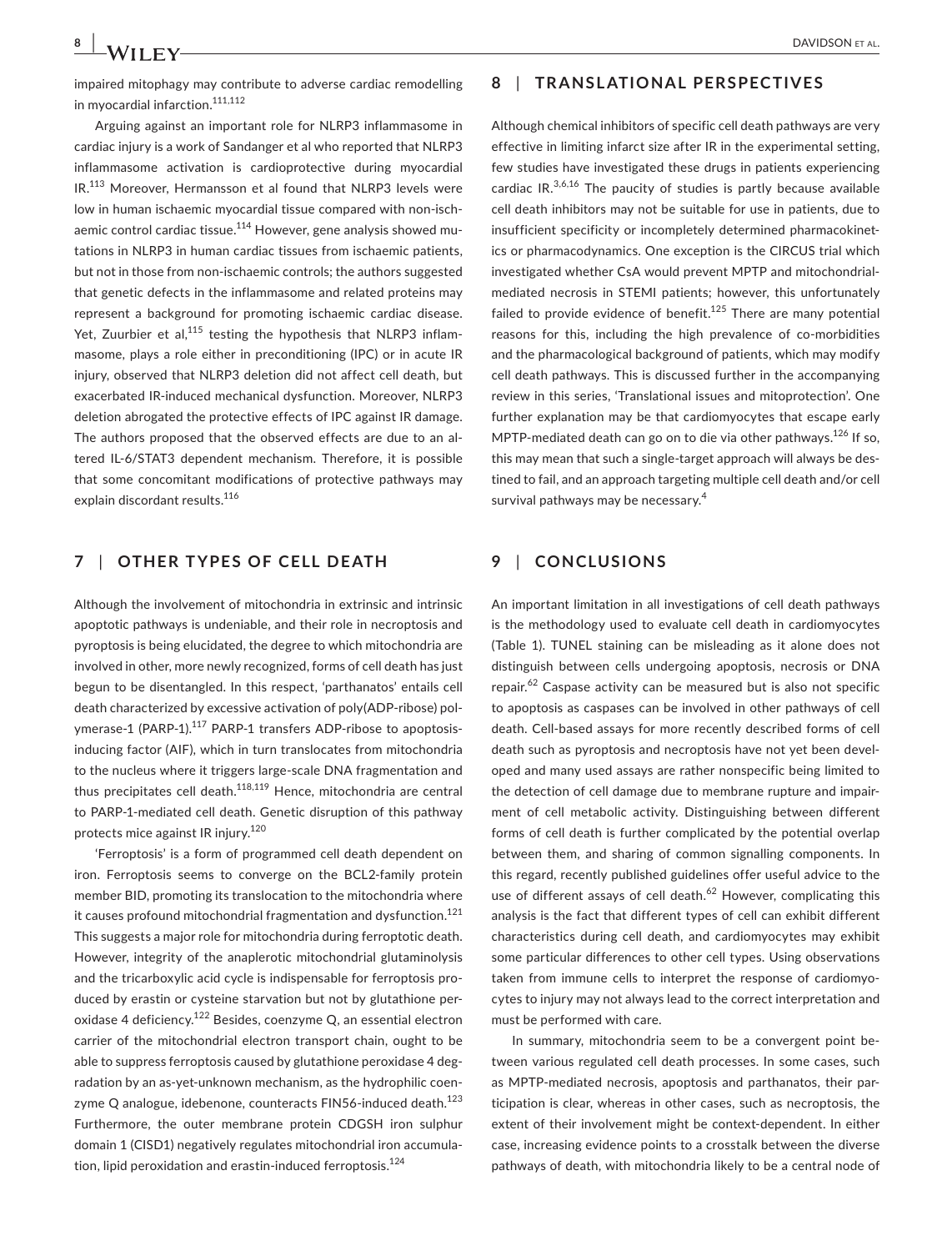impaired mitophagy may contribute to adverse cardiac remodelling in myocardial infarction.[111,112]

Arguing against an important role for NLRP3 inflammasome in cardiac injury is a work of Sandanger et al who reported that NLRP3 inflammasome activation is cardioprotective during myocardial IR.[113] Moreover, Hermansson et al found that NLRP3 levels were low in human ischaemic myocardial tissue compared with non-ischaemic control cardiac tissue.[114] However, gene analysis showed mutations in NLRP3 in human cardiac tissues from ischaemic patients, but not in those from non-ischaemic controls; the authors suggested that genetic defects in the inflammasome and related proteins may represent a background for promoting ischaemic cardiac disease. Yet, Zuurbier et al,[115] testing the hypothesis that NLRP3 inflammasome, plays a role either in preconditioning (IPC) or in acute IR injury, observed that NLRP3 deletion did not affect cell death, but exacerbated IR-induced mechanical dysfunction. Moreover, NLRP3 deletion abrogated the protective effects of IPC against IR damage. The authors proposed that the observed effects are due to an altered IL-6/STAT3 dependent mechanism. Therefore, it is possible that some concomitant modifications of protective pathways may explain discordant results.[116]

## 7 | OTHER TYPES OF CELL DEATH

Although the involvement of mitochondria in extrinsic and intrinsic apoptotic pathways is undeniable, and their role in necroptosis and pyroptosis is being elucidated, the degree to which mitochondria are involved in other, more newly recognized, forms of cell death has just begun to be disentangled. In this respect, 'parthanatos' entails cell death characterized by excessive activation of poly(ADP-ribose) polymerase-1 (PARP-1).[117] PARP-1 transfers ADP-ribose to apoptosis-inducing factor (AIF), which in turn translocates from mitochondria to the nucleus where it triggers large-scale DNA fragmentation and thus precipitates cell death.[118,119] Hence, mitochondria are central to PARP-1-mediated cell death. Genetic disruption of this pathway protects mice against IR injury.[120]

'Ferroptosis' is a form of programmed cell death dependent on iron. Ferroptosis seems to converge on the BCL2-family protein member BID, promoting its translocation to the mitochondria where it causes profound mitochondrial fragmentation and dysfunction.[121] This suggests a major role for mitochondria during ferroptotic death. However, integrity of the anaplerotic mitochondrial glutaminolysis and the tricarboxylic acid cycle is indispensable for ferroptosis produced by erastin or cysteine starvation but not by glutathione peroxidase 4 deficiency.[122] Besides, coenzyme Q, an essential electron carrier of the mitochondrial electron transport chain, ought to be able to suppress ferroptosis caused by glutathione peroxidase 4 degradation by an as-yet-unknown mechanism, as the hydrophilic coenzyme Q analogue, idebenone, counteracts FIN56-induced death.[123] Furthermore, the outer membrane protein CDGSH iron sulphur domain 1 (CISD1) negatively regulates mitochondrial iron accumulation, lipid peroxidation and erastin-induced ferroptosis.[124]

## 8 | TRANSLATIONAL PERSPECTIVES

Although chemical inhibitors of specific cell death pathways are very effective in limiting infarct size after IR in the experimental setting, few studies have investigated these drugs in patients experiencing cardiac IR.[3,6,16] The paucity of studies is partly because available cell death inhibitors may not be suitable for use in patients, due to insufficient specificity or incompletely determined pharmacokinetics or pharmacodynamics. One exception is the CIRCUS trial which investigated whether CsA would prevent MPTP and mitochondrial-mediated necrosis in STEMI patients; however, this unfortunately failed to provide evidence of benefit.[125] There are many potential reasons for this, including the high prevalence of co-morbidities and the pharmacological background of patients, which may modify cell death pathways. This is discussed further in the accompanying review in this series, 'Translational issues and mitoprotection'. One further explanation may be that cardiomyocytes that escape early MPTP-mediated death can go on to die via other pathways.[126] If so, this may mean that such a single-target approach will always be destined to fail, and an approach targeting multiple cell death and/or cell survival pathways may be necessary.[4]

## 9 | CONCLUSIONS

An important limitation in all investigations of cell death pathways is the methodology used to evaluate cell death in cardiomyocytes (Table 1). TUNEL staining can be misleading as it alone does not distinguish between cells undergoing apoptosis, necrosis or DNA repair.[62] Caspase activity can be measured but is also not specific to apoptosis as caspases can be involved in other pathways of cell death. Cell-based assays for more recently described forms of cell death such as pyroptosis and necroptosis have not yet been developed and many used assays are rather nonspecific being limited to the detection of cell damage due to membrane rupture and impairment of cell metabolic activity. Distinguishing between different forms of cell death is further complicated by the potential overlap between them, and sharing of common signalling components. In this regard, recently published guidelines offer useful advice to the use of different assays of cell death.[62] However, complicating this analysis is the fact that different types of cell can exhibit different characteristics during cell death, and cardiomyocytes may exhibit some particular differences to other cell types. Using observations taken from immune cells to interpret the response of cardiomyocytes to injury may not always lead to the correct interpretation and must be performed with care.

In summary, mitochondria seem to be a convergent point between various regulated cell death processes. In some cases, such as MPTP-mediated necrosis, apoptosis and parthanatos, their participation is clear, whereas in other cases, such as necroptosis, the extent of their involvement might be context-dependent. In either case, increasing evidence points to a crosstalk between the diverse pathways of death, with mitochondria likely to be a central node of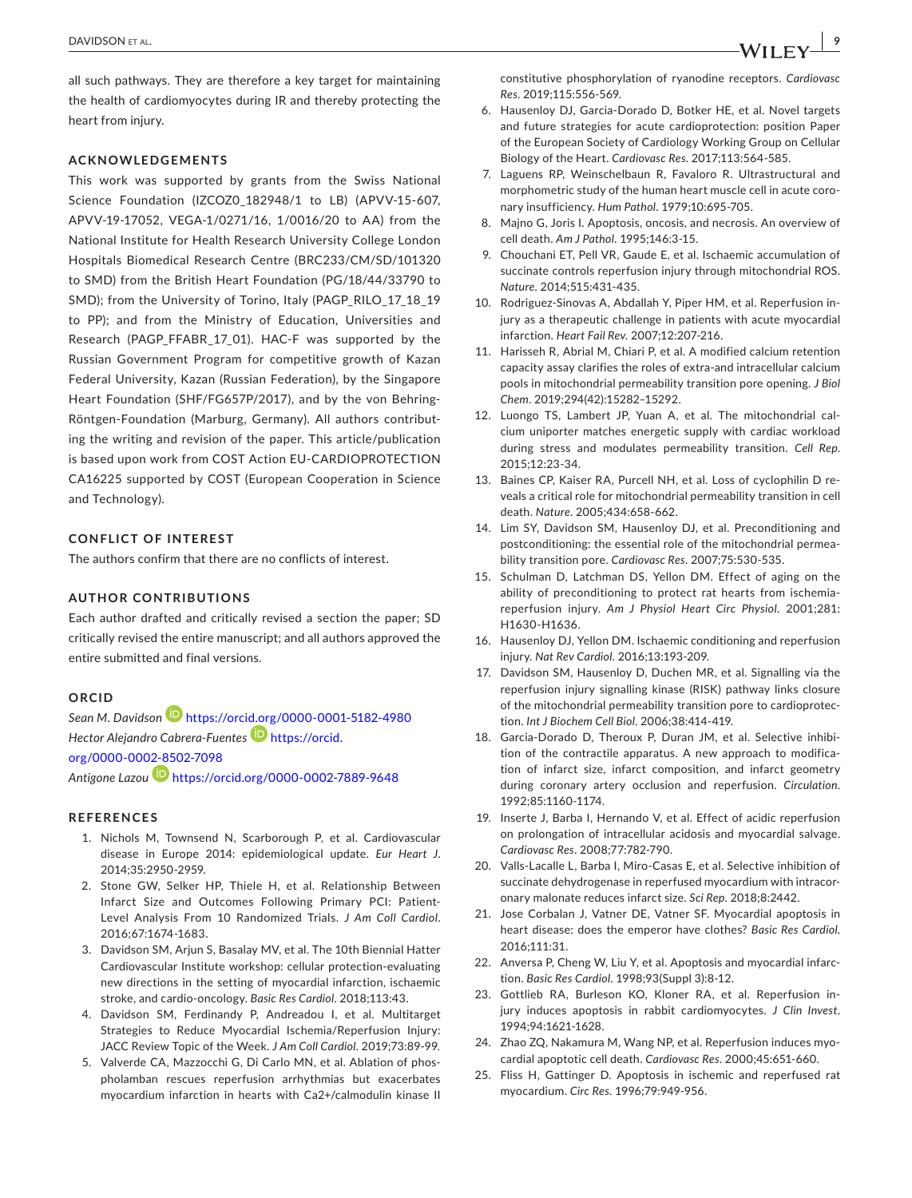all such pathways. They are therefore a key target for maintaining the health of cardiomyocytes during IR and thereby protecting the heart from injury.

## ACKNOWLEDGEMENTS

This work was supported by grants from the Swiss National Science Foundation (IZCOZ0_182948/1 to LB) (APVV-15-607, APVV-19-17052, VEGA-1/0271/16, 1/0016/20 to AA) from the National Institute for Health Research University College London Hospitals Biomedical Research Centre (BRC233/CM/SD/101320 to SMD) from the British Heart Foundation (PG/18/44/33790 to SMD); from the University of Torino, Italy (PAGP_RILO_17_18_19 to PP); and from the Ministry of Education, Universities and Research (PAGP_FFABR_17_01). HAC-F was supported by the Russian Government Program for competitive growth of Kazan Federal University, Kazan (Russian Federation), by the Singapore Heart Foundation (SHF/FG657P/2017), and by the von Behring-Röntgen-Foundation (Marburg, Germany). All authors contributing the writing and revision of the paper. This article/publication is based upon work from COST Action EU-CARDIOPROTECTION CA16225 supported by COST (European Cooperation in Science and Technology).

## CONFLICT OF INTEREST

The authors confirm that there are no conflicts of interest.

## AUTHOR CONTRIBUTIONS

Each author drafted and critically revised a section the paper; SD critically revised the entire manuscript; and all authors approved the entire submitted and final versions.

## ORCID

*Sean M. Davidson* https://orcid.org/0000-0001-5182-4980
*Hector Alejandro Cabrera-Fuentes* https://orcid.org/0000-0002-8502-7098
*Antigone Lazou* https://orcid.org/0000-0002-7889-9648

## REFERENCES

1. Nichols M, Townsend N, Scarborough P, et al. Cardiovascular disease in Europe 2014: epidemiological update. *Eur Heart J*. 2014;35:2950-2959.
2. Stone GW, Selker HP, Thiele H, et al. Relationship Between Infarct Size and Outcomes Following Primary PCI: Patient-Level Analysis From 10 Randomized Trials. *J Am Coll Cardiol*. 2016;67:1674-1683.
3. Davidson SM, Arjun S, Basalay MV, et al. The 10th Biennial Hatter Cardiovascular Institute workshop: cellular protection-evaluating new directions in the setting of myocardial infarction, ischaemic stroke, and cardio-oncology. *Basic Res Cardiol*. 2018;113:43.
4. Davidson SM, Ferdinandy P, Andreadou I, et al. Multitarget Strategies to Reduce Myocardial Ischemia/Reperfusion Injury: JACC Review Topic of the Week. *J Am Coll Cardiol*. 2019;73:89-99.
5. Valverde CA, Mazzocchi G, Di Carlo MN, et al. Ablation of phospholamban rescues reperfusion arrhythmias but exacerbates myocardium infarction in hearts with Ca2+/calmodulin kinase II constitutive phosphorylation of ryanodine receptors. *Cardiovasc Res*. 2019;115:556-569.
6. Hausenloy DJ, Garcia-Dorado D, Botker HE, et al. Novel targets and future strategies for acute cardioprotection: position Paper of the European Society of Cardiology Working Group on Cellular Biology of the Heart. *Cardiovasc Res*. 2017;113:564-585.
7. Laguens RP, Weinschelbaun R, Favaloro R. Ultrastructural and morphometric study of the human heart muscle cell in acute coronary insufficiency. *Hum Pathol*. 1979;10:695-705.
8. Majno G, Joris I. Apoptosis, oncosis, and necrosis. An overview of cell death. *Am J Pathol*. 1995;146:3-15.
9. Chouchani ET, Pell VR, Gaude E, et al. Ischaemic accumulation of succinate controls reperfusion injury through mitochondrial ROS. *Nature*. 2014;515:431-435.
10. Rodriguez-Sinovas A, Abdallah Y, Piper HM, et al. Reperfusion injury as a therapeutic challenge in patients with acute myocardial infarction. *Heart Fail Rev*. 2007;12:207-216.
11. Harisseh R, Abrial M, Chiari P, et al. A modified calcium retention capacity assay clarifies the roles of extra-and intracellular calcium pools in mitochondrial permeability transition pore opening. *J Biol Chem*. 2019;294(42):15282–15292.
12. Luongo TS, Lambert JP, Yuan A, et al. The mitochondrial calcium uniporter matches energetic supply with cardiac workload during stress and modulates permeability transition. *Cell Rep*. 2015;12:23-34.
13. Baines CP, Kaiser RA, Purcell NH, et al. Loss of cyclophilin D reveals a critical role for mitochondrial permeability transition in cell death. *Nature*. 2005;434:658-662.
14. Lim SY, Davidson SM, Hausenloy DJ, et al. Preconditioning and postconditioning: the essential role of the mitochondrial permeability transition pore. *Cardiovasc Res*. 2007;75:530-535.
15. Schulman D, Latchman DS, Yellon DM. Effect of aging on the ability of preconditioning to protect rat hearts from ischemia-reperfusion injury. *Am J Physiol Heart Circ Physiol*. 2001;281: H1630-H1636.
16. Hausenloy DJ, Yellon DM. Ischaemic conditioning and reperfusion injury. *Nat Rev Cardiol*. 2016;13:193-209.
17. Davidson SM, Hausenloy D, Duchen MR, et al. Signalling via the reperfusion injury signalling kinase (RISK) pathway links closure of the mitochondrial permeability transition pore to cardioprotection. *Int J Biochem Cell Biol*. 2006;38:414-419.
18. Garcia-Dorado D, Theroux P, Duran JM, et al. Selective inhibition of the contractile apparatus. A new approach to modification of infarct size, infarct composition, and infarct geometry during coronary artery occlusion and reperfusion. *Circulation*. 1992;85:1160-1174.
19. Inserte J, Barba I, Hernando V, et al. Effect of acidic reperfusion on prolongation of intracellular acidosis and myocardial salvage. *Cardiovasc Res*. 2008;77:782-790.
20. Valls-Lacalle L, Barba I, Miro-Casas E, et al. Selective inhibition of succinate dehydrogenase in reperfused myocardium with intracoronary malonate reduces infarct size. *Sci Rep*. 2018;8:2442.
21. Jose Corbalan J, Vatner DE, Vatner SF. Myocardial apoptosis in heart disease: does the emperor have clothes? *Basic Res Cardiol*. 2016;111:31.
22. Anversa P, Cheng W, Liu Y, et al. Apoptosis and myocardial infarction. *Basic Res Cardiol*. 1998;93(Suppl 3):8-12.
23. Gottlieb RA, Burleson KO, Kloner RA, et al. Reperfusion injury induces apoptosis in rabbit cardiomyocytes. *J Clin Invest*. 1994;94:1621-1628.
24. Zhao ZQ, Nakamura M, Wang NP, et al. Reperfusion induces myocardial apoptotic cell death. *Cardiovasc Res*. 2000;45:651-660.
25. Fliss H, Gattinger D. Apoptosis in ischemic and reperfused rat myocardium. *Circ Res*. 1996;79:949-956.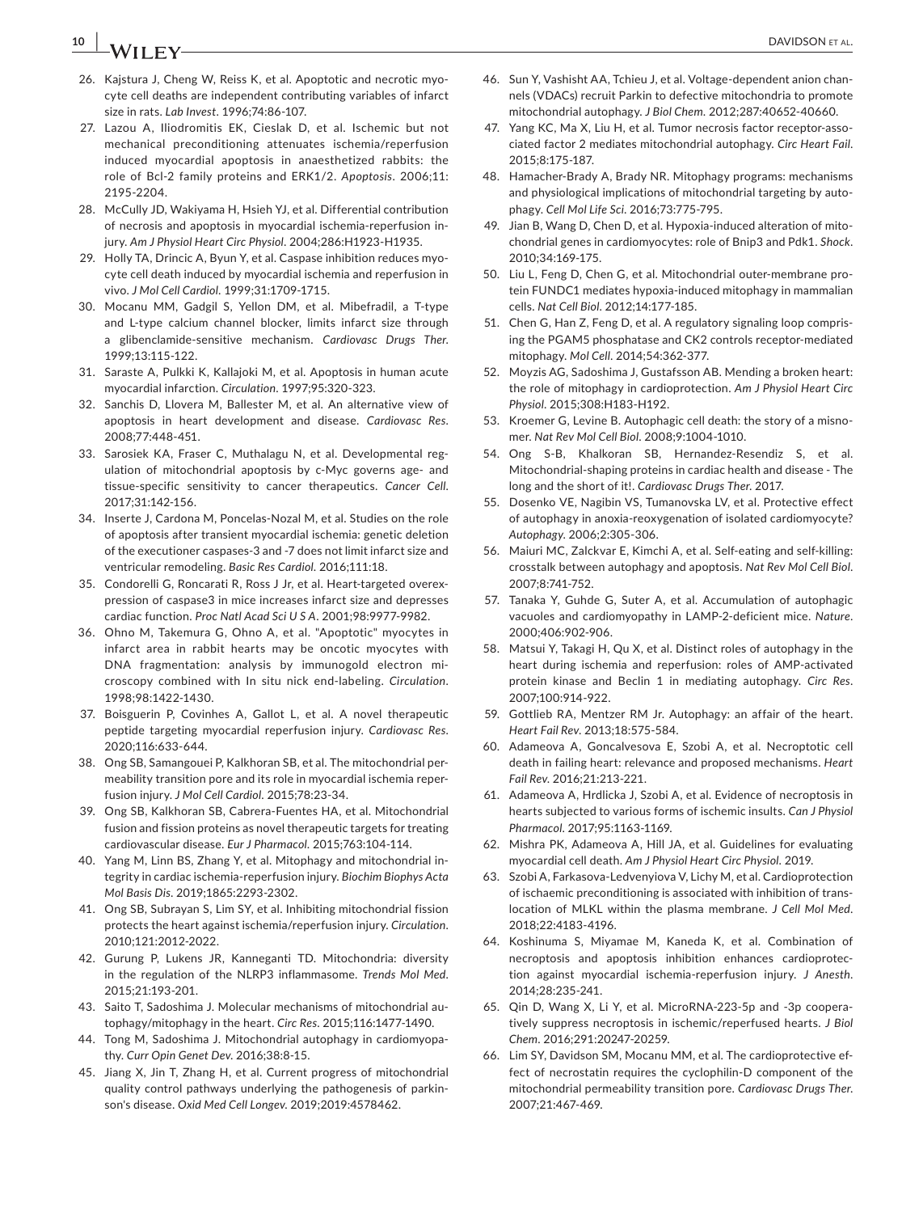26. Kajstura J, Cheng W, Reiss K, et al. Apoptotic and necrotic myocyte cell deaths are independent contributing variables of infarct size in rats. *Lab Invest*. 1996;74:86-107.
27. Lazou A, Iliodromitis EK, Cieslak D, et al. Ischemic but not mechanical preconditioning attenuates ischemia/reperfusion induced myocardial apoptosis in anaesthetized rabbits: the role of Bcl-2 family proteins and ERK1/2. *Apoptosis*. 2006;11:2195-2204.
28. McCully JD, Wakiyama H, Hsieh YJ, et al. Differential contribution of necrosis and apoptosis in myocardial ischemia-reperfusion injury. *Am J Physiol Heart Circ Physiol*. 2004;286:H1923-H1935.
29. Holly TA, Drincic A, Byun Y, et al. Caspase inhibition reduces myocyte cell death induced by myocardial ischemia and reperfusion in vivo. *J Mol Cell Cardiol*. 1999;31:1709-1715.
30. Mocanu MM, Gadgil S, Yellon DM, et al. Mibefradil, a T-type and L-type calcium channel blocker, limits infarct size through a glibenclamide-sensitive mechanism. *Cardiovasc Drugs Ther*. 1999;13:115-122.
31. Saraste A, Pulkki K, Kallajoki M, et al. Apoptosis in human acute myocardial infarction. *Circulation*. 1997;95:320-323.
32. Sanchis D, Llovera M, Ballester M, et al. An alternative view of apoptosis in heart development and disease. *Cardiovasc Res*. 2008;77:448-451.
33. Sarosiek KA, Fraser C, Muthalagu N, et al. Developmental regulation of mitochondrial apoptosis by c-Myc governs age- and tissue-specific sensitivity to cancer therapeutics. *Cancer Cell*. 2017;31:142-156.
34. Inserte J, Cardona M, Poncelas-Nozal M, et al. Studies on the role of apoptosis after transient myocardial ischemia: genetic deletion of the executioner caspases-3 and -7 does not limit infarct size and ventricular remodeling. *Basic Res Cardiol*. 2016;111:18.
35. Condorelli G, Roncarati R, Ross J Jr, et al. Heart-targeted overexpression of caspase3 in mice increases infarct size and depresses cardiac function. *Proc Natl Acad Sci U S A*. 2001;98:9977-9982.
36. Ohno M, Takemura G, Ohno A, et al. "Apoptotic" myocytes in infarct area in rabbit hearts may be oncotic myocytes with DNA fragmentation: analysis by immunogold electron microscopy combined with In situ nick end-labeling. *Circulation*. 1998;98:1422-1430.
37. Boisguerin P, Covinhes A, Gallot L, et al. A novel therapeutic peptide targeting myocardial reperfusion injury. *Cardiovasc Res*. 2020;116:633-644.
38. Ong SB, Samangouei P, Kalkhoran SB, et al. The mitochondrial permeability transition pore and its role in myocardial ischemia reperfusion injury. *J Mol Cell Cardiol*. 2015;78:23-34.
39. Ong SB, Kalkhoran SB, Cabrera-Fuentes HA, et al. Mitochondrial fusion and fission proteins as novel therapeutic targets for treating cardiovascular disease. *Eur J Pharmacol*. 2015;763:104-114.
40. Yang M, Linn BS, Zhang Y, et al. Mitophagy and mitochondrial integrity in cardiac ischemia-reperfusion injury. *Biochim Biophys Acta Mol Basis Dis*. 2019;1865:2293-2302.
41. Ong SB, Subrayan S, Lim SY, et al. Inhibiting mitochondrial fission protects the heart against ischemia/reperfusion injury. *Circulation*. 2010;121:2012-2022.
42. Gurung P, Lukens JR, Kanneganti TD. Mitochondria: diversity in the regulation of the NLRP3 inflammasome. *Trends Mol Med*. 2015;21:193-201.
43. Saito T, Sadoshima J. Molecular mechanisms of mitochondrial autophagy/mitophagy in the heart. *Circ Res*. 2015;116:1477-1490.
44. Tong M, Sadoshima J. Mitochondrial autophagy in cardiomyopathy. *Curr Opin Genet Dev*. 2016;38:8-15.
45. Jiang X, Jin T, Zhang H, et al. Current progress of mitochondrial quality control pathways underlying the pathogenesis of parkinson's disease. *Oxid Med Cell Longev*. 2019;2019:4578462.
46. Sun Y, Vashisht AA, Tchieu J, et al. Voltage-dependent anion channels (VDACs) recruit Parkin to defective mitochondria to promote mitochondrial autophagy. *J Biol Chem*. 2012;287:40652-40660.
47. Yang KC, Ma X, Liu H, et al. Tumor necrosis factor receptor-associated factor 2 mediates mitochondrial autophagy. *Circ Heart Fail*. 2015;8:175-187.
48. Hamacher-Brady A, Brady NR. Mitophagy programs: mechanisms and physiological implications of mitochondrial targeting by autophagy. *Cell Mol Life Sci*. 2016;73:775-795.
49. Jian B, Wang D, Chen D, et al. Hypoxia-induced alteration of mitochondrial genes in cardiomyocytes: role of Bnip3 and Pdk1. *Shock*. 2010;34:169-175.
50. Liu L, Feng D, Chen G, et al. Mitochondrial outer-membrane protein FUNDC1 mediates hypoxia-induced mitophagy in mammalian cells. *Nat Cell Biol*. 2012;14:177-185.
51. Chen G, Han Z, Feng D, et al. A regulatory signaling loop comprising the PGAM5 phosphatase and CK2 controls receptor-mediated mitophagy. *Mol Cell*. 2014;54:362-377.
52. Moyzis AG, Sadoshima J, Gustafsson AB. Mending a broken heart: the role of mitophagy in cardioprotection. *Am J Physiol Heart Circ Physiol*. 2015;308:H183-H192.
53. Kroemer G, Levine B. Autophagic cell death: the story of a misnomer. *Nat Rev Mol Cell Biol*. 2008;9:1004-1010.
54. Ong S-B, Khalkoran SB, Hernandez-Resendiz S, et al. Mitochondrial-shaping proteins in cardiac health and disease - The long and the short of it!. *Cardiovasc Drugs Ther*. 2017.
55. Dosenko VE, Nagibin VS, Tumanovska LV, et al. Protective effect of autophagy in anoxia-reoxygenation of isolated cardiomyocyte? *Autophagy*. 2006;2:305-306.
56. Maiuri MC, Zalckvar E, Kimchi A, et al. Self-eating and self-killing: crosstalk between autophagy and apoptosis. *Nat Rev Mol Cell Biol*. 2007;8:741-752.
57. Tanaka Y, Guhde G, Suter A, et al. Accumulation of autophagic vacuoles and cardiomyopathy in LAMP-2-deficient mice. *Nature*. 2000;406:902-906.
58. Matsui Y, Takagi H, Qu X, et al. Distinct roles of autophagy in the heart during ischemia and reperfusion: roles of AMP-activated protein kinase and Beclin 1 in mediating autophagy. *Circ Res*. 2007;100:914-922.
59. Gottlieb RA, Mentzer RM Jr. Autophagy: an affair of the heart. *Heart Fail Rev*. 2013;18:575-584.
60. Adameova A, Goncalvesova E, Szobi A, et al. Necroptotic cell death in failing heart: relevance and proposed mechanisms. *Heart Fail Rev*. 2016;21:213-221.
61. Adameova A, Hrdlicka J, Szobi A, et al. Evidence of necroptosis in hearts subjected to various forms of ischemic insults. *Can J Physiol Pharmacol*. 2017;95:1163-1169.
62. Mishra PK, Adameova A, Hill JA, et al. Guidelines for evaluating myocardial cell death. *Am J Physiol Heart Circ Physiol*. 2019.
63. Szobi A, Farkasova-Ledvenyiova V, Lichy M, et al. Cardioprotection of ischaemic preconditioning is associated with inhibition of translocation of MLKL within the plasma membrane. *J Cell Mol Med*. 2018;22:4183-4196.
64. Koshinuma S, Miyamae M, Kaneda K, et al. Combination of necroptosis and apoptosis inhibition enhances cardioprotection against myocardial ischemia-reperfusion injury. *J Anesth*. 2014;28:235-241.
65. Qin D, Wang X, Li Y, et al. MicroRNA-223-5p and -3p cooperatively suppress necroptosis in ischemic/reperfused hearts. *J Biol Chem*. 2016;291:20247-20259.
66. Lim SY, Davidson SM, Mocanu MM, et al. The cardioprotective effect of necrostatin requires the cyclophilin-D component of the mitochondrial permeability transition pore. *Cardiovasc Drugs Ther*. 2007;21:467-469.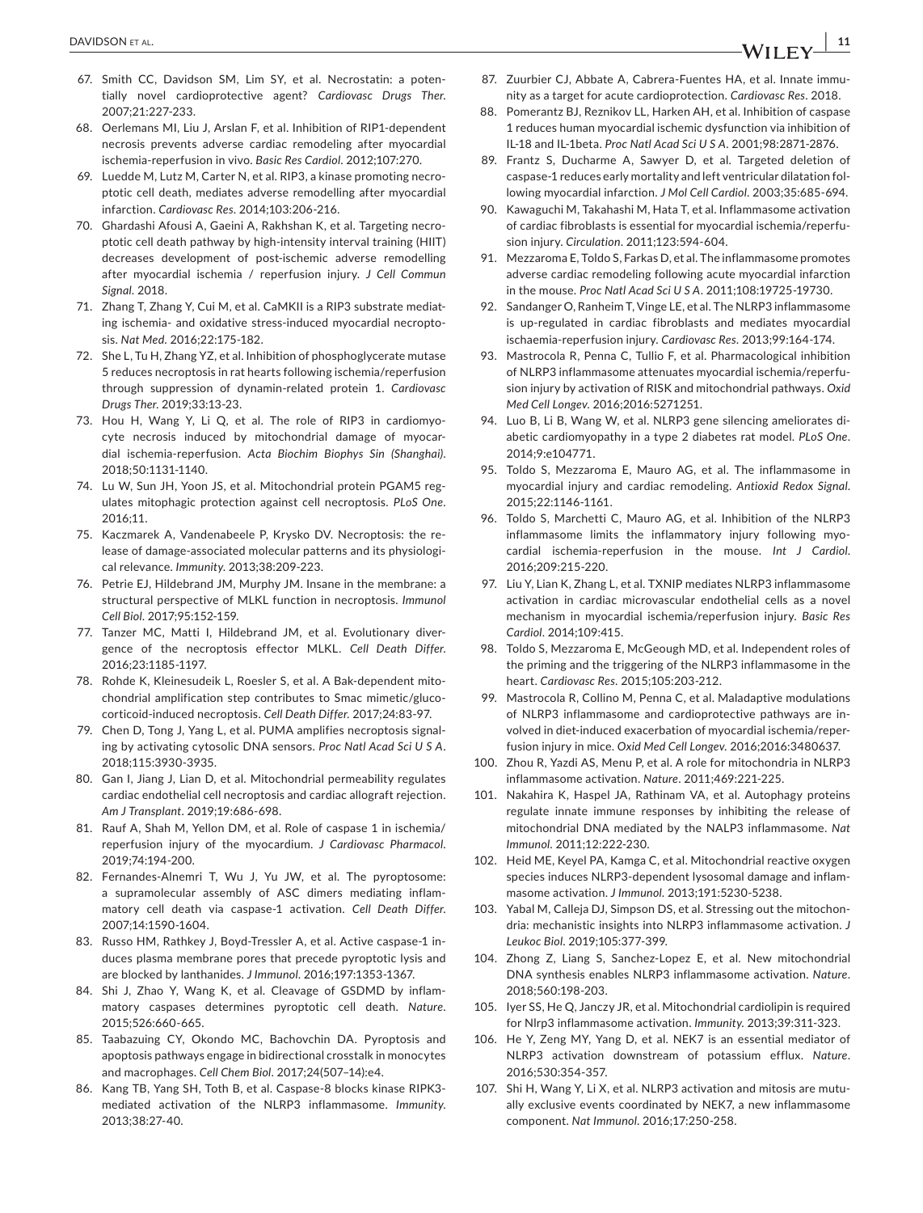67. Smith CC, Davidson SM, Lim SY, et al. Necrostatin: a potentially novel cardioprotective agent? *Cardiovasc Drugs Ther*. 2007;21:227-233.
68. Oerlemans MI, Liu J, Arslan F, et al. Inhibition of RIP1-dependent necrosis prevents adverse cardiac remodeling after myocardial ischemia-reperfusion in vivo. *Basic Res Cardiol*. 2012;107:270.
69. Luedde M, Lutz M, Carter N, et al. RIP3, a kinase promoting necroptotic cell death, mediates adverse remodelling after myocardial infarction. *Cardiovasc Res*. 2014;103:206-216.
70. Ghardashi Afousi A, Gaeini A, Rakhshan K, et al. Targeting necroptotic cell death pathway by high-intensity interval training (HIIT) decreases development of post-ischemic adverse remodelling after myocardial ischemia / reperfusion injury. *J Cell Commun Signal*. 2018.
71. Zhang T, Zhang Y, Cui M, et al. CaMKII is a RIP3 substrate mediating ischemia- and oxidative stress-induced myocardial necroptosis. *Nat Med*. 2016;22:175-182.
72. She L, Tu H, Zhang YZ, et al. Inhibition of phosphoglycerate mutase 5 reduces necroptosis in rat hearts following ischemia/reperfusion through suppression of dynamin-related protein 1. *Cardiovasc Drugs Ther*. 2019;33:13-23.
73. Hou H, Wang Y, Li Q, et al. The role of RIP3 in cardiomyocyte necrosis induced by mitochondrial damage of myocardial ischemia-reperfusion. *Acta Biochim Biophys Sin (Shanghai)*. 2018;50:1131-1140.
74. Lu W, Sun JH, Yoon JS, et al. Mitochondrial protein PGAM5 regulates mitophagic protection against cell necroptosis. *PLoS One*. 2016;11.
75. Kaczmarek A, Vandenabeele P, Krysko DV. Necroptosis: the release of damage-associated molecular patterns and its physiological relevance. *Immunity*. 2013;38:209-223.
76. Petrie EJ, Hildebrand JM, Murphy JM. Insane in the membrane: a structural perspective of MLKL function in necroptosis. *Immunol Cell Biol*. 2017;95:152-159.
77. Tanzer MC, Matti I, Hildebrand JM, et al. Evolutionary divergence of the necroptosis effector MLKL. *Cell Death Differ*. 2016;23:1185-1197.
78. Rohde K, Kleinesudeik L, Roesler S, et al. A Bak-dependent mitochondrial amplification step contributes to Smac mimetic/glucocorticoid-induced necroptosis. *Cell Death Differ*. 2017;24:83-97.
79. Chen D, Tong J, Yang L, et al. PUMA amplifies necroptosis signaling by activating cytosolic DNA sensors. *Proc Natl Acad Sci U S A*. 2018;115:3930-3935.
80. Gan I, Jiang J, Lian D, et al. Mitochondrial permeability regulates cardiac endothelial cell necroptosis and cardiac allograft rejection. *Am J Transplant*. 2019;19:686-698.
81. Rauf A, Shah M, Yellon DM, et al. Role of caspase 1 in ischemia/reperfusion injury of the myocardium. *J Cardiovasc Pharmacol*. 2019;74:194-200.
82. Fernandes-Alnemri T, Wu J, Yu JW, et al. The pyroptosome: a supramolecular assembly of ASC dimers mediating inflammatory cell death via caspase-1 activation. *Cell Death Differ*. 2007;14:1590-1604.
83. Russo HM, Rathkey J, Boyd-Tressler A, et al. Active caspase-1 induces plasma membrane pores that precede pyroptotic lysis and are blocked by lanthanides. *J Immunol*. 2016;197:1353-1367.
84. Shi J, Zhao Y, Wang K, et al. Cleavage of GSDMD by inflammatory caspases determines pyroptotic cell death. *Nature*. 2015;526:660-665.
85. Taabazuing CY, Okondo MC, Bachovchin DA. Pyroptosis and apoptosis pathways engage in bidirectional crosstalk in monocytes and macrophages. *Cell Chem Biol*. 2017;24(507–14):e4.
86. Kang TB, Yang SH, Toth B, et al. Caspase-8 blocks kinase RIPK3-mediated activation of the NLRP3 inflammasome. *Immunity*. 2013;38:27-40.
87. Zuurbier CJ, Abbate A, Cabrera-Fuentes HA, et al. Innate immunity as a target for acute cardioprotection. *Cardiovasc Res*. 2018.
88. Pomerantz BJ, Reznikov LL, Harken AH, et al. Inhibition of caspase 1 reduces human myocardial ischemic dysfunction via inhibition of IL-18 and IL-1beta. *Proc Natl Acad Sci U S A*. 2001;98:2871-2876.
89. Frantz S, Ducharme A, Sawyer D, et al. Targeted deletion of caspase-1 reduces early mortality and left ventricular dilatation following myocardial infarction. *J Mol Cell Cardiol*. 2003;35:685-694.
90. Kawaguchi M, Takahashi M, Hata T, et al. Inflammasome activation of cardiac fibroblasts is essential for myocardial ischemia/reperfusion injury. *Circulation*. 2011;123:594-604.
91. Mezzaroma E, Toldo S, Farkas D, et al. The inflammasome promotes adverse cardiac remodeling following acute myocardial infarction in the mouse. *Proc Natl Acad Sci U S A*. 2011;108:19725-19730.
92. Sandanger O, Ranheim T, Vinge LE, et al. The NLRP3 inflammasome is up-regulated in cardiac fibroblasts and mediates myocardial ischaemia-reperfusion injury. *Cardiovasc Res*. 2013;99:164-174.
93. Mastrocola R, Penna C, Tullio F, et al. Pharmacological inhibition of NLRP3 inflammasome attenuates myocardial ischemia/reperfusion injury by activation of RISK and mitochondrial pathways. *Oxid Med Cell Longev*. 2016;2016:5271251.
94. Luo B, Li B, Wang W, et al. NLRP3 gene silencing ameliorates diabetic cardiomyopathy in a type 2 diabetes rat model. *PLoS One*. 2014;9:e104771.
95. Toldo S, Mezzaroma E, Mauro AG, et al. The inflammasome in myocardial injury and cardiac remodeling. *Antioxid Redox Signal*. 2015;22:1146-1161.
96. Toldo S, Marchetti C, Mauro AG, et al. Inhibition of the NLRP3 inflammasome limits the inflammatory injury following myocardial ischemia-reperfusion in the mouse. *Int J Cardiol*. 2016;209:215-220.
97. Liu Y, Lian K, Zhang L, et al. TXNIP mediates NLRP3 inflammasome activation in cardiac microvascular endothelial cells as a novel mechanism in myocardial ischemia/reperfusion injury. *Basic Res Cardiol*. 2014;109:415.
98. Toldo S, Mezzaroma E, McGeough MD, et al. Independent roles of the priming and the triggering of the NLRP3 inflammasome in the heart. *Cardiovasc Res*. 2015;105:203-212.
99. Mastrocola R, Collino M, Penna C, et al. Maladaptive modulations of NLRP3 inflammasome and cardioprotective pathways are involved in diet-induced exacerbation of myocardial ischemia/reperfusion injury in mice. *Oxid Med Cell Longev*. 2016;2016:3480637.
100. Zhou R, Yazdi AS, Menu P, et al. A role for mitochondria in NLRP3 inflammasome activation. *Nature*. 2011;469:221-225.
101. Nakahira K, Haspel JA, Rathinam VA, et al. Autophagy proteins regulate innate immune responses by inhibiting the release of mitochondrial DNA mediated by the NALP3 inflammasome. *Nat Immunol*. 2011;12:222-230.
102. Heid ME, Keyel PA, Kamga C, et al. Mitochondrial reactive oxygen species induces NLRP3-dependent lysosomal damage and inflammasome activation. *J Immunol*. 2013;191:5230-5238.
103. Yabal M, Calleja DJ, Simpson DS, et al. Stressing out the mitochondria: mechanistic insights into NLRP3 inflammasome activation. *J Leukoc Biol*. 2019;105:377-399.
104. Zhong Z, Liang S, Sanchez-Lopez E, et al. New mitochondrial DNA synthesis enables NLRP3 inflammasome activation. *Nature*. 2018;560:198-203.
105. Iyer SS, He Q, Janczy JR, et al. Mitochondrial cardiolipin is required for Nlrp3 inflammasome activation. *Immunity*. 2013;39:311-323.
106. He Y, Zeng MY, Yang D, et al. NEK7 is an essential mediator of NLRP3 activation downstream of potassium efflux. *Nature*. 2016;530:354-357.
107. Shi H, Wang Y, Li X, et al. NLRP3 activation and mitosis are mutually exclusive events coordinated by NEK7, a new inflammasome component. *Nat Immunol*. 2016;17:250-258.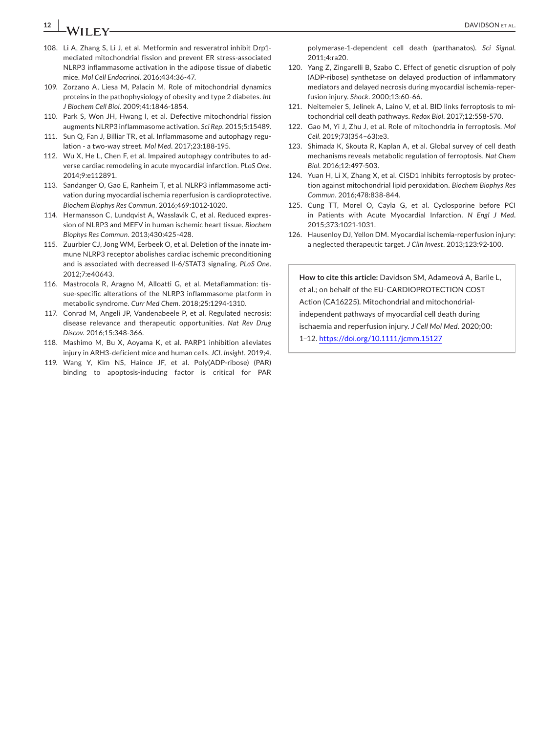108. Li A, Zhang S, Li J, et al. Metformin and resveratrol inhibit Drp1-mediated mitochondrial fission and prevent ER stress-associated NLRP3 inflammasome activation in the adipose tissue of diabetic mice. *Mol Cell Endocrinol*. 2016;434:36-47.
109. Zorzano A, Liesa M, Palacin M. Role of mitochondrial dynamics proteins in the pathophysiology of obesity and type 2 diabetes. *Int J Biochem Cell Biol*. 2009;41:1846-1854.
110. Park S, Won JH, Hwang I, et al. Defective mitochondrial fission augments NLRP3 inflammasome activation. *Sci Rep*. 2015;5:15489.
111. Sun Q, Fan J, Billiar TR, et al. Inflammasome and autophagy regulation - a two-way street. *Mol Med*. 2017;23:188-195.
112. Wu X, He L, Chen F, et al. Impaired autophagy contributes to adverse cardiac remodeling in acute myocardial infarction. *PLoS One*. 2014;9:e112891.
113. Sandanger O, Gao E, Ranheim T, et al. NLRP3 inflammasome activation during myocardial ischemia reperfusion is cardioprotective. *Biochem Biophys Res Commun*. 2016;469:1012-1020.
114. Hermansson C, Lundqvist A, Wasslavik C, et al. Reduced expression of NLRP3 and MEFV in human ischemic heart tissue. *Biochem Biophys Res Commun*. 2013;430:425-428.
115. Zuurbier CJ, Jong WM, Eerbeek O, et al. Deletion of the innate immune NLRP3 receptor abolishes cardiac ischemic preconditioning and is associated with decreased Il-6/STAT3 signaling. *PLoS One*. 2012;7:e40643.
116. Mastrocola R, Aragno M, Alloatti G, et al. Metaflammation: tissue-specific alterations of the NLRP3 inflammasome platform in metabolic syndrome. *Curr Med Chem*. 2018;25:1294-1310.
117. Conrad M, Angeli JP, Vandenabeele P, et al. Regulated necrosis: disease relevance and therapeutic opportunities. *Nat Rev Drug Discov*. 2016;15:348-366.
118. Mashimo M, Bu X, Aoyama K, et al. PARP1 inhibition alleviates injury in ARH3-deficient mice and human cells. *JCI. Insight*. 2019;4.
119. Wang Y, Kim NS, Haince JF, et al. Poly(ADP-ribose) (PAR) binding to apoptosis-inducing factor is critical for PAR polymerase-1-dependent cell death (parthanatos). *Sci Signal*. 2011;4:ra20.
120. Yang Z, Zingarelli B, Szabo C. Effect of genetic disruption of poly (ADP-ribose) synthetase on delayed production of inflammatory mediators and delayed necrosis during myocardial ischemia-reperfusion injury. *Shock*. 2000;13:60-66.
121. Neitemeier S, Jelinek A, Laino V, et al. BID links ferroptosis to mitochondrial cell death pathways. *Redox Biol*. 2017;12:558-570.
122. Gao M, Yi J, Zhu J, et al. Role of mitochondria in ferroptosis. *Mol Cell*. 2019;73(354–63):e3.
123. Shimada K, Skouta R, Kaplan A, et al. Global survey of cell death mechanisms reveals metabolic regulation of ferroptosis. *Nat Chem Biol*. 2016;12:497-503.
124. Yuan H, Li X, Zhang X, et al. CISD1 inhibits ferroptosis by protection against mitochondrial lipid peroxidation. *Biochem Biophys Res Commun*. 2016;478:838-844.
125. Cung TT, Morel O, Cayla G, et al. Cyclosporine before PCI in Patients with Acute Myocardial Infarction. *N Engl J Med*. 2015;373:1021-1031.
126. Hausenloy DJ, Yellon DM. Myocardial ischemia-reperfusion injury: a neglected therapeutic target. *J Clin Invest*. 2013;123:92-100.

**How to cite this article:** Davidson SM, Adameová A, Barile L, et al.; on behalf of the EU-CARDIOPROTECTION COST Action (CA16225). Mitochondrial and mitochondrial-independent pathways of myocardial cell death during ischaemia and reperfusion injury. *J Cell Mol Med*. 2020;00:1–12. https://doi.org/10.1111/jcmm.15127